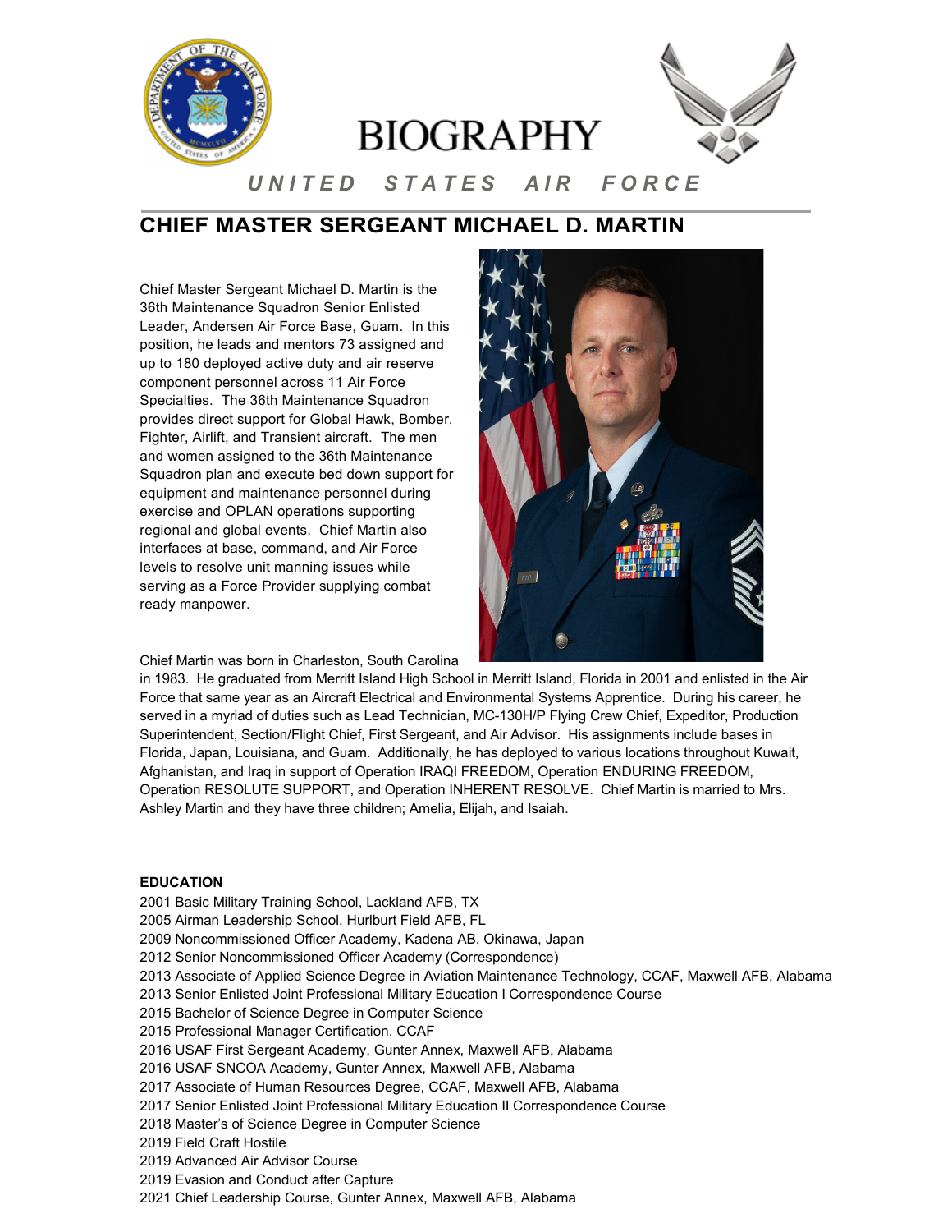# BIOGRAPHY

*U N I T E D   S T A T E S   A I R   F O R C E*

## CHIEF MASTER SERGEANT MICHAEL D. MARTIN

Chief Master Sergeant Michael D. Martin is the 36th Maintenance Squadron Senior Enlisted Leader, Andersen Air Force Base, Guam. In this position, he leads and mentors 73 assigned and up to 180 deployed active duty and air reserve component personnel across 11 Air Force Specialties. The 36th Maintenance Squadron provides direct support for Global Hawk, Bomber, Fighter, Airlift, and Transient aircraft. The men and women assigned to the 36th Maintenance Squadron plan and execute bed down support for equipment and maintenance personnel during exercise and OPLAN operations supporting regional and global events. Chief Martin also interfaces at base, command, and Air Force levels to resolve unit manning issues while serving as a Force Provider supplying combat ready manpower.

Chief Martin was born in Charleston, South Carolina in 1983. He graduated from Merritt Island High School in Merritt Island, Florida in 2001 and enlisted in the Air Force that same year as an Aircraft Electrical and Environmental Systems Apprentice. During his career, he served in a myriad of duties such as Lead Technician, MC-130H/P Flying Crew Chief, Expeditor, Production Superintendent, Section/Flight Chief, First Sergeant, and Air Advisor. His assignments include bases in Florida, Japan, Louisiana, and Guam. Additionally, he has deployed to various locations throughout Kuwait, Afghanistan, and Iraq in support of Operation IRAQI FREEDOM, Operation ENDURING FREEDOM, Operation RESOLUTE SUPPORT, and Operation INHERENT RESOLVE. Chief Martin is married to Mrs. Ashley Martin and they have three children; Amelia, Elijah, and Isaiah.

**EDUCATION**

2001 Basic Military Training School, Lackland AFB, TX
2005 Airman Leadership School, Hurlburt Field AFB, FL
2009 Noncommissioned Officer Academy, Kadena AB, Okinawa, Japan
2012 Senior Noncommissioned Officer Academy (Correspondence)
2013 Associate of Applied Science Degree in Aviation Maintenance Technology, CCAF, Maxwell AFB, Alabama
2013 Senior Enlisted Joint Professional Military Education I Correspondence Course
2015 Bachelor of Science Degree in Computer Science
2015 Professional Manager Certification, CCAF
2016 USAF First Sergeant Academy, Gunter Annex, Maxwell AFB, Alabama
2016 USAF SNCOA Academy, Gunter Annex, Maxwell AFB, Alabama
2017 Associate of Human Resources Degree, CCAF, Maxwell AFB, Alabama
2017 Senior Enlisted Joint Professional Military Education II Correspondence Course
2018 Master's of Science Degree in Computer Science
2019 Field Craft Hostile
2019 Advanced Air Advisor Course
2019 Evasion and Conduct after Capture
2021 Chief Leadership Course, Gunter Annex, Maxwell AFB, Alabama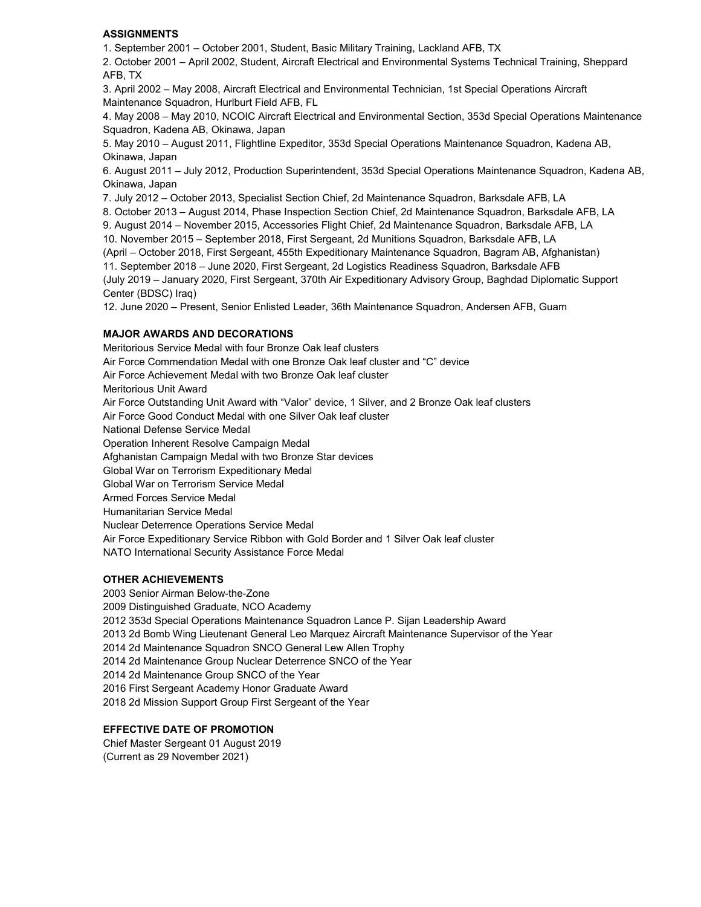**ASSIGNMENTS**

1. September 2001 – October 2001, Student, Basic Military Training, Lackland AFB, TX
2. October 2001 – April 2002, Student, Aircraft Electrical and Environmental Systems Technical Training, Sheppard AFB, TX
3. April 2002 – May 2008, Aircraft Electrical and Environmental Technician, 1st Special Operations Aircraft Maintenance Squadron, Hurlburt Field AFB, FL
4. May 2008 – May 2010, NCOIC Aircraft Electrical and Environmental Section, 353d Special Operations Maintenance Squadron, Kadena AB, Okinawa, Japan
5. May 2010 – August 2011, Flightline Expeditor, 353d Special Operations Maintenance Squadron, Kadena AB, Okinawa, Japan
6. August 2011 – July 2012, Production Superintendent, 353d Special Operations Maintenance Squadron, Kadena AB, Okinawa, Japan
7. July 2012 – October 2013, Specialist Section Chief, 2d Maintenance Squadron, Barksdale AFB, LA
8. October 2013 – August 2014, Phase Inspection Section Chief, 2d Maintenance Squadron, Barksdale AFB, LA
9. August 2014 – November 2015, Accessories Flight Chief, 2d Maintenance Squadron, Barksdale AFB, LA
10. November 2015 – September 2018, First Sergeant, 2d Munitions Squadron, Barksdale AFB, LA
(April – October 2018, First Sergeant, 455th Expeditionary Maintenance Squadron, Bagram AB, Afghanistan)
11. September 2018 – June 2020, First Sergeant, 2d Logistics Readiness Squadron, Barksdale AFB
(July 2019 – January 2020, First Sergeant, 370th Air Expeditionary Advisory Group, Baghdad Diplomatic Support Center (BDSC) Iraq)
12. June 2020 – Present, Senior Enlisted Leader, 36th Maintenance Squadron, Andersen AFB, Guam

**MAJOR AWARDS AND DECORATIONS**

Meritorious Service Medal with four Bronze Oak leaf clusters
Air Force Commendation Medal with one Bronze Oak leaf cluster and "C" device
Air Force Achievement Medal with two Bronze Oak leaf cluster
Meritorious Unit Award
Air Force Outstanding Unit Award with "Valor" device, 1 Silver, and 2 Bronze Oak leaf clusters
Air Force Good Conduct Medal with one Silver Oak leaf cluster
National Defense Service Medal
Operation Inherent Resolve Campaign Medal
Afghanistan Campaign Medal with two Bronze Star devices
Global War on Terrorism Expeditionary Medal
Global War on Terrorism Service Medal
Armed Forces Service Medal
Humanitarian Service Medal
Nuclear Deterrence Operations Service Medal
Air Force Expeditionary Service Ribbon with Gold Border and 1 Silver Oak leaf cluster
NATO International Security Assistance Force Medal

**OTHER ACHIEVEMENTS**

2003 Senior Airman Below-the-Zone
2009 Distinguished Graduate, NCO Academy
2012 353d Special Operations Maintenance Squadron Lance P. Sijan Leadership Award
2013 2d Bomb Wing Lieutenant General Leo Marquez Aircraft Maintenance Supervisor of the Year
2014 2d Maintenance Squadron SNCO General Lew Allen Trophy
2014 2d Maintenance Group Nuclear Deterrence SNCO of the Year
2014 2d Maintenance Group SNCO of the Year
2016 First Sergeant Academy Honor Graduate Award
2018 2d Mission Support Group First Sergeant of the Year

**EFFECTIVE DATE OF PROMOTION**

Chief Master Sergeant 01 August 2019
(Current as 29 November 2021)